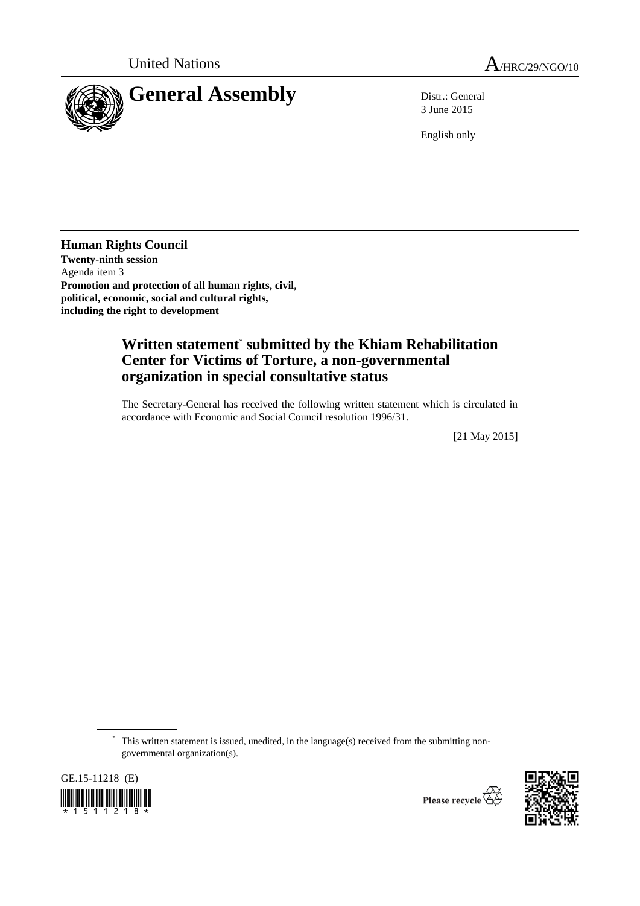United Nations

A/HRC/29/NGO/10

# General Assembly

Distr.: General
3 June 2015

English only

**Human Rights Council**
**Twenty-ninth session**
Agenda item 3
**Promotion and protection of all human rights, civil, political, economic, social and cultural rights, including the right to development**

## Written statement* submitted by the Khiam Rehabilitation Center for Victims of Torture, a non-governmental organization in special consultative status

The Secretary-General has received the following written statement which is circulated in accordance with Economic and Social Council resolution 1996/31.

[21 May 2015]

* This written statement is issued, unedited, in the language(s) received from the submitting non-governmental organization(s).

GE.15-11218 (E)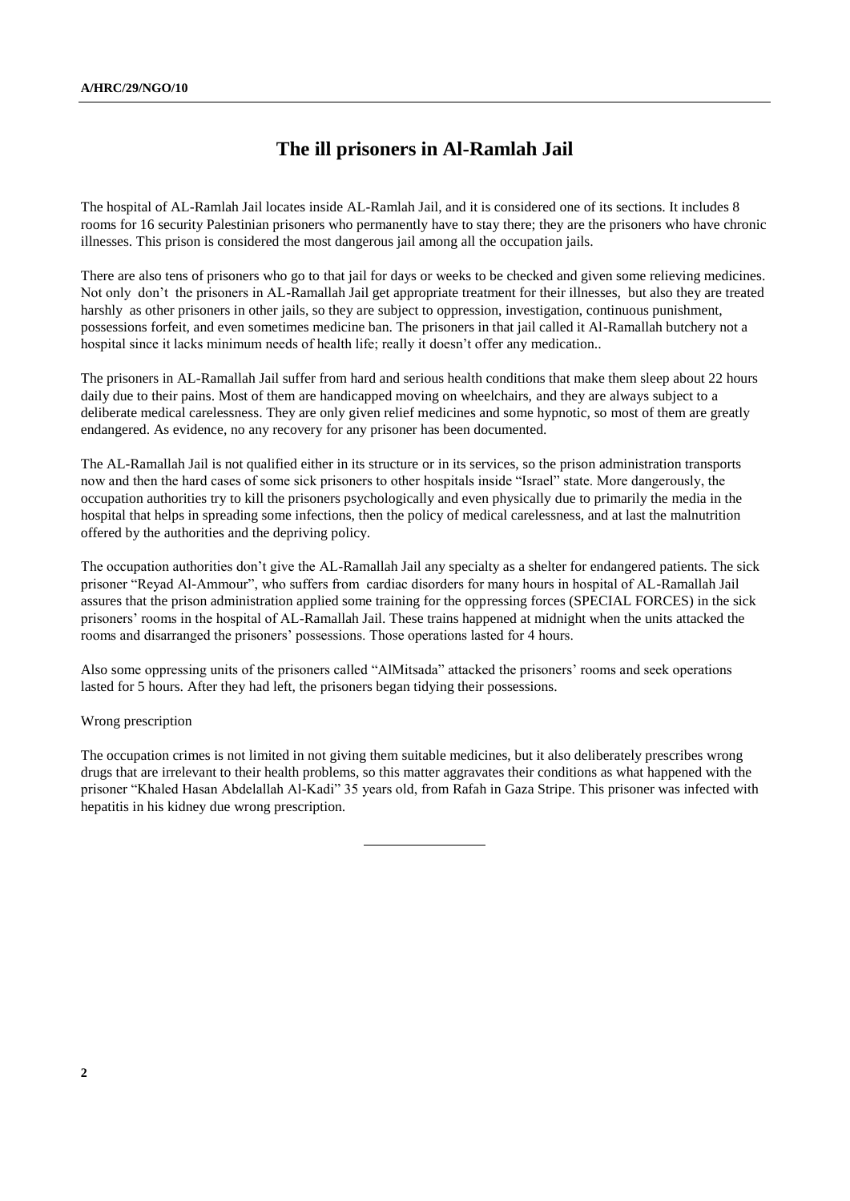# The ill prisoners in Al-Ramlah Jail

The hospital of AL-Ramlah Jail locates inside AL-Ramlah Jail, and it is considered one of its sections. It includes 8 rooms for 16 security Palestinian prisoners who permanently have to stay there; they are the prisoners who have chronic illnesses. This prison is considered the most dangerous jail among all the occupation jails.

There are also tens of prisoners who go to that jail for days or weeks to be checked and given some relieving medicines. Not only don't the prisoners in AL-Ramallah Jail get appropriate treatment for their illnesses, but also they are treated harshly as other prisoners in other jails, so they are subject to oppression, investigation, continuous punishment, possessions forfeit, and even sometimes medicine ban. The prisoners in that jail called it Al-Ramallah butchery not a hospital since it lacks minimum needs of health life; really it doesn't offer any medication..

The prisoners in AL-Ramallah Jail suffer from hard and serious health conditions that make them sleep about 22 hours daily due to their pains. Most of them are handicapped moving on wheelchairs, and they are always subject to a deliberate medical carelessness. They are only given relief medicines and some hypnotic, so most of them are greatly endangered. As evidence, no any recovery for any prisoner has been documented.

The AL-Ramallah Jail is not qualified either in its structure or in its services, so the prison administration transports now and then the hard cases of some sick prisoners to other hospitals inside "Israel" state. More dangerously, the occupation authorities try to kill the prisoners psychologically and even physically due to primarily the media in the hospital that helps in spreading some infections, then the policy of medical carelessness, and at last the malnutrition offered by the authorities and the depriving policy.

The occupation authorities don't give the AL-Ramallah Jail any specialty as a shelter for endangered patients. The sick prisoner "Reyad Al-Ammour", who suffers from cardiac disorders for many hours in hospital of AL-Ramallah Jail assures that the prison administration applied some training for the oppressing forces (SPECIAL FORCES) in the sick prisoners' rooms in the hospital of AL-Ramallah Jail. These trains happened at midnight when the units attacked the rooms and disarranged the prisoners' possessions. Those operations lasted for 4 hours.

Also some oppressing units of the prisoners called "AlMitsada" attacked the prisoners' rooms and seek operations lasted for 5 hours. After they had left, the prisoners began tidying their possessions.

Wrong prescription

The occupation crimes is not limited in not giving them suitable medicines, but it also deliberately prescribes wrong drugs that are irrelevant to their health problems, so this matter aggravates their conditions as what happened with the prisoner "Khaled Hasan Abdelallah Al-Kadi" 35 years old, from Rafah in Gaza Stripe. This prisoner was infected with hepatitis in his kidney due wrong prescription.